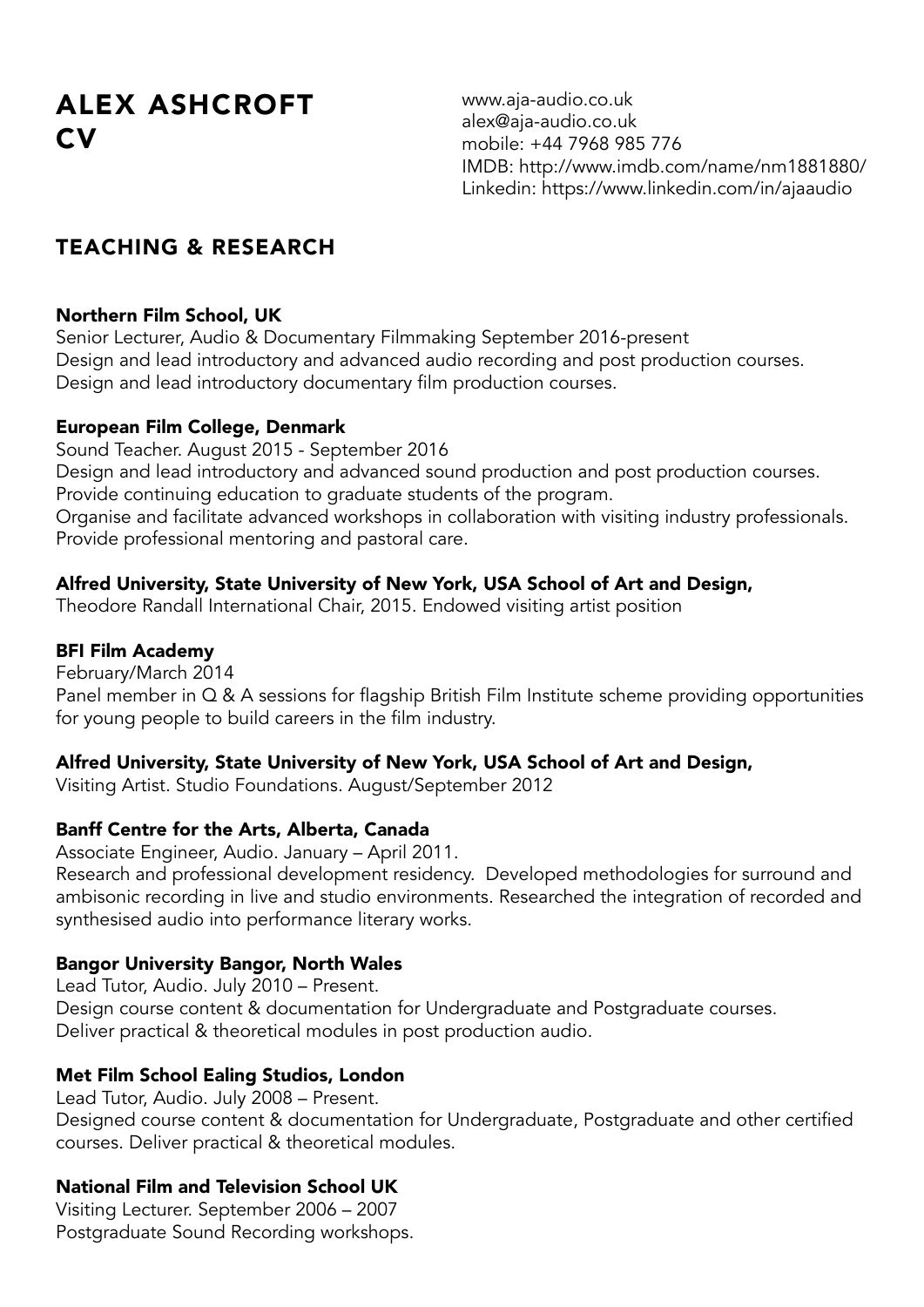# ALEX ASHCROFT CV

www.aja-audio.co.uk
alex@aja-audio.co.uk
mobile: +44 7968 985 776
IMDB: http://www.imdb.com/name/nm1881880/
Linkedin: https://www.linkedin.com/in/ajaaudio

## TEACHING & RESEARCH

**Northern Film School, UK**
Senior Lecturer, Audio & Documentary Filmmaking September 2016-present
Design and lead introductory and advanced audio recording and post production courses.
Design and lead introductory documentary film production courses.

**European Film College, Denmark**
Sound Teacher. August 2015 - September 2016
Design and lead introductory and advanced sound production and post production courses.
Provide continuing education to graduate students of the program.
Organise and facilitate advanced workshops in collaboration with visiting industry professionals.
Provide professional mentoring and pastoral care.

**Alfred University, State University of New York, USA School of Art and Design,**
Theodore Randall International Chair, 2015. Endowed visiting artist position

**BFI Film Academy**
February/March 2014
Panel member in Q & A sessions for flagship British Film Institute scheme providing opportunities for young people to build careers in the film industry.

**Alfred University, State University of New York, USA School of Art and Design,**
Visiting Artist. Studio Foundations. August/September 2012

**Banff Centre for the Arts, Alberta, Canada**
Associate Engineer, Audio. January – April 2011.
Research and professional development residency. Developed methodologies for surround and ambisonic recording in live and studio environments. Researched the integration of recorded and synthesised audio into performance literary works.

**Bangor University Bangor, North Wales**
Lead Tutor, Audio. July 2010 – Present.
Design course content & documentation for Undergraduate and Postgraduate courses.
Deliver practical & theoretical modules in post production audio.

**Met Film School Ealing Studios, London**
Lead Tutor, Audio. July 2008 – Present.
Designed course content & documentation for Undergraduate, Postgraduate and other certified courses. Deliver practical & theoretical modules.

**National Film and Television School UK**
Visiting Lecturer. September 2006 – 2007
Postgraduate Sound Recording workshops.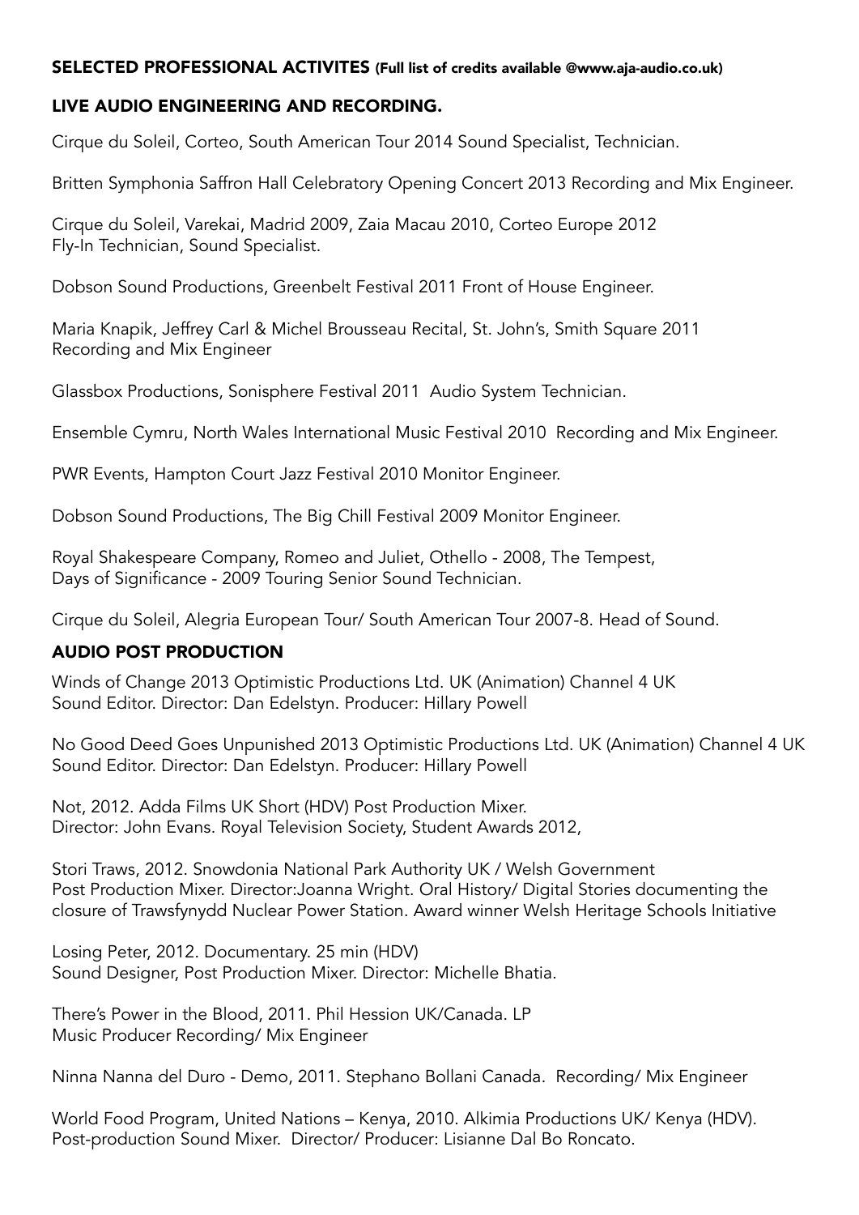## SELECTED PROFESSIONAL ACTIVITES (Full list of credits available @www.aja-audio.co.uk)

### LIVE AUDIO ENGINEERING AND RECORDING.

Cirque du Soleil, Corteo, South American Tour 2014 Sound Specialist, Technician.

Britten Symphonia Saffron Hall Celebratory Opening Concert 2013 Recording and Mix Engineer.

Cirque du Soleil, Varekai, Madrid 2009, Zaia Macau 2010, Corteo Europe 2012
Fly-In Technician, Sound Specialist.

Dobson Sound Productions, Greenbelt Festival 2011 Front of House Engineer.

Maria Knapik, Jeffrey Carl & Michel Brousseau Recital, St. John's, Smith Square 2011
Recording and Mix Engineer

Glassbox Productions, Sonisphere Festival 2011 Audio System Technician.

Ensemble Cymru, North Wales International Music Festival 2010 Recording and Mix Engineer.

PWR Events, Hampton Court Jazz Festival 2010 Monitor Engineer.

Dobson Sound Productions, The Big Chill Festival 2009 Monitor Engineer.

Royal Shakespeare Company, Romeo and Juliet, Othello - 2008, The Tempest,
Days of Significance - 2009 Touring Senior Sound Technician.

Cirque du Soleil, Alegria European Tour/ South American Tour 2007-8. Head of Sound.

### AUDIO POST PRODUCTION

Winds of Change 2013 Optimistic Productions Ltd. UK (Animation) Channel 4 UK
Sound Editor. Director: Dan Edelstyn. Producer: Hillary Powell

No Good Deed Goes Unpunished 2013 Optimistic Productions Ltd. UK (Animation) Channel 4 UK
Sound Editor. Director: Dan Edelstyn. Producer: Hillary Powell

Not, 2012. Adda Films UK Short (HDV) Post Production Mixer.
Director: John Evans. Royal Television Society, Student Awards 2012,

Stori Traws, 2012. Snowdonia National Park Authority UK / Welsh Government
Post Production Mixer. Director:Joanna Wright. Oral History/ Digital Stories documenting the closure of Trawsfynydd Nuclear Power Station. Award winner Welsh Heritage Schools Initiative

Losing Peter, 2012. Documentary. 25 min (HDV)
Sound Designer, Post Production Mixer. Director: Michelle Bhatia.

There's Power in the Blood, 2011. Phil Hession UK/Canada. LP
Music Producer Recording/ Mix Engineer

Ninna Nanna del Duro - Demo, 2011. Stephano Bollani Canada. Recording/ Mix Engineer

World Food Program, United Nations – Kenya, 2010. Alkimia Productions UK/ Kenya (HDV).
Post-production Sound Mixer. Director/ Producer: Lisianne Dal Bo Roncato.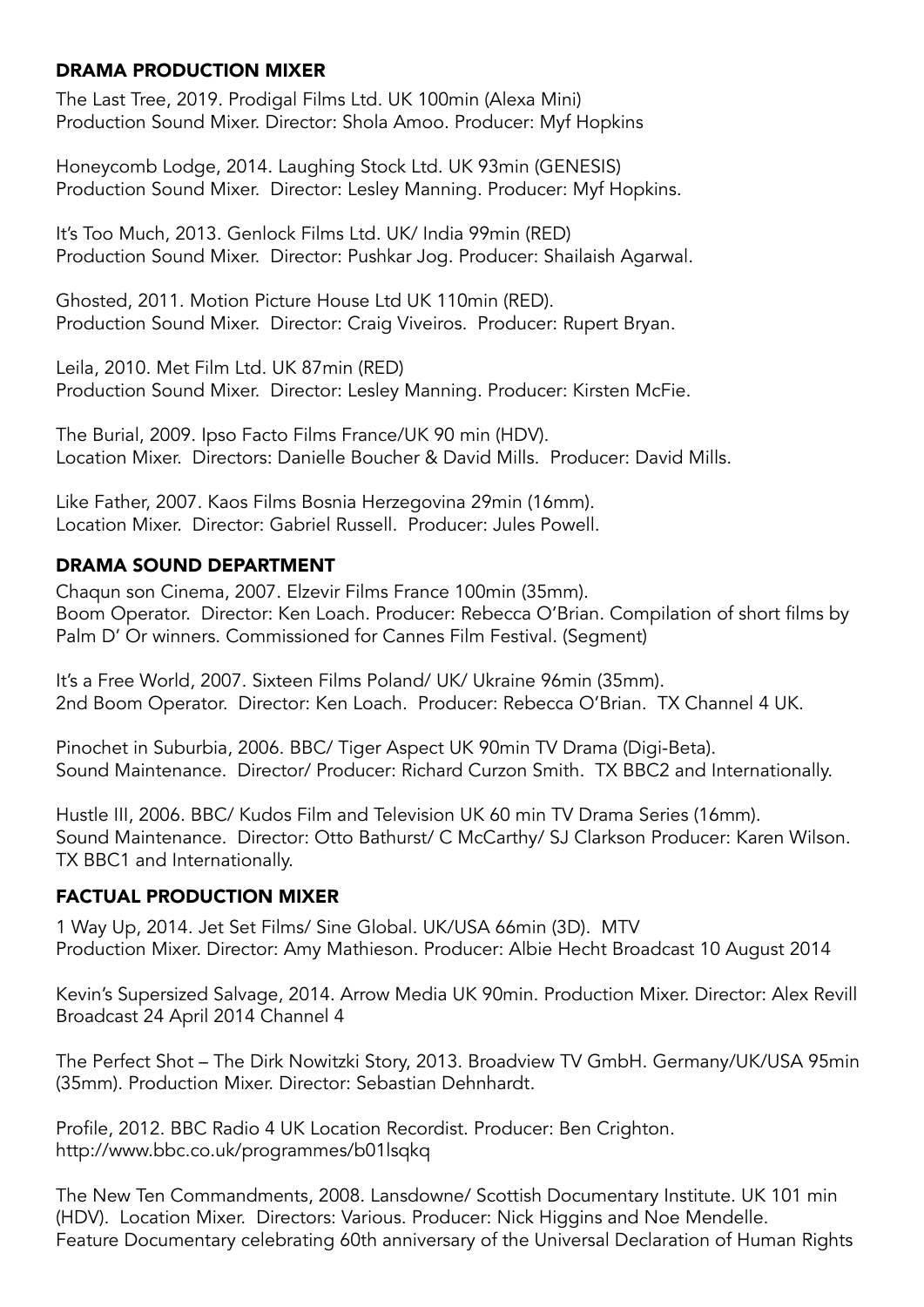## DRAMA PRODUCTION MIXER

The Last Tree, 2019. Prodigal Films Ltd. UK 100min (Alexa Mini)
Production Sound Mixer. Director: Shola Amoo. Producer: Myf Hopkins

Honeycomb Lodge, 2014. Laughing Stock Ltd. UK 93min (GENESIS)
Production Sound Mixer. Director: Lesley Manning. Producer: Myf Hopkins.

It's Too Much, 2013. Genlock Films Ltd. UK/ India 99min (RED)
Production Sound Mixer. Director: Pushkar Jog. Producer: Shailaish Agarwal.

Ghosted, 2011. Motion Picture House Ltd UK 110min (RED).
Production Sound Mixer. Director: Craig Viveiros. Producer: Rupert Bryan.

Leila, 2010. Met Film Ltd. UK 87min (RED)
Production Sound Mixer. Director: Lesley Manning. Producer: Kirsten McFie.

The Burial, 2009. Ipso Facto Films France/UK 90 min (HDV).
Location Mixer. Directors: Danielle Boucher & David Mills. Producer: David Mills.

Like Father, 2007. Kaos Films Bosnia Herzegovina 29min (16mm).
Location Mixer. Director: Gabriel Russell. Producer: Jules Powell.

## DRAMA SOUND DEPARTMENT

Chaqun son Cinema, 2007. Elzevir Films France 100min (35mm).
Boom Operator. Director: Ken Loach. Producer: Rebecca O'Brian. Compilation of short films by Palm D' Or winners. Commissioned for Cannes Film Festival. (Segment)

It's a Free World, 2007. Sixteen Films Poland/ UK/ Ukraine 96min (35mm).
2nd Boom Operator. Director: Ken Loach. Producer: Rebecca O'Brian. TX Channel 4 UK.

Pinochet in Suburbia, 2006. BBC/ Tiger Aspect UK 90min TV Drama (Digi-Beta).
Sound Maintenance. Director/ Producer: Richard Curzon Smith. TX BBC2 and Internationally.

Hustle III, 2006. BBC/ Kudos Film and Television UK 60 min TV Drama Series (16mm).
Sound Maintenance. Director: Otto Bathurst/ C McCarthy/ SJ Clarkson Producer: Karen Wilson. TX BBC1 and Internationally.

## FACTUAL PRODUCTION MIXER

1 Way Up, 2014. Jet Set Films/ Sine Global. UK/USA 66min (3D). MTV
Production Mixer. Director: Amy Mathieson. Producer: Albie Hecht Broadcast 10 August 2014

Kevin's Supersized Salvage, 2014. Arrow Media UK 90min. Production Mixer. Director: Alex Revill
Broadcast 24 April 2014 Channel 4

The Perfect Shot – The Dirk Nowitzki Story, 2013. Broadview TV GmbH. Germany/UK/USA 95min (35mm). Production Mixer. Director: Sebastian Dehnhardt.

Profile, 2012. BBC Radio 4 UK Location Recordist. Producer: Ben Crighton.
http://www.bbc.co.uk/programmes/b01lsqkq

The New Ten Commandments, 2008. Lansdowne/ Scottish Documentary Institute. UK 101 min (HDV). Location Mixer. Directors: Various. Producer: Nick Higgins and Noe Mendelle.
Feature Documentary celebrating 60th anniversary of the Universal Declaration of Human Rights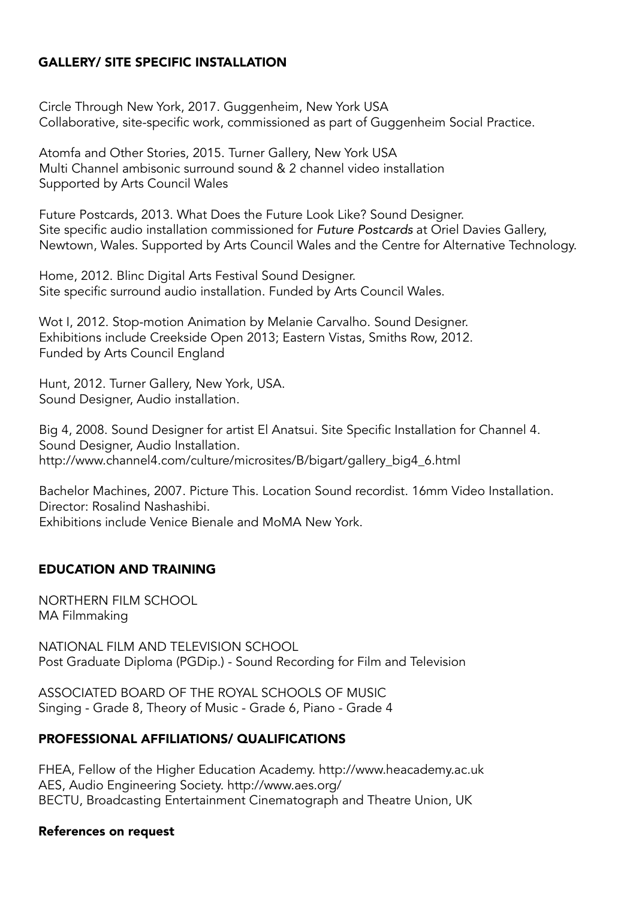## GALLERY/ SITE SPECIFIC INSTALLATION

Circle Through New York, 2017. Guggenheim, New York USA
Collaborative, site-specific work, commissioned as part of Guggenheim Social Practice.

Atomfa and Other Stories, 2015. Turner Gallery, New York USA
Multi Channel ambisonic surround sound & 2 channel video installation
Supported by Arts Council Wales

Future Postcards, 2013. What Does the Future Look Like? Sound Designer.
Site specific audio installation commissioned for *Future Postcards* at Oriel Davies Gallery, Newtown, Wales. Supported by Arts Council Wales and the Centre for Alternative Technology.

Home, 2012. Blinc Digital Arts Festival Sound Designer.
Site specific surround audio installation. Funded by Arts Council Wales.

Wot I, 2012. Stop-motion Animation by Melanie Carvalho. Sound Designer.
Exhibitions include Creekside Open 2013; Eastern Vistas, Smiths Row, 2012.
Funded by Arts Council England

Hunt, 2012. Turner Gallery, New York, USA.
Sound Designer, Audio installation.

Big 4, 2008. Sound Designer for artist El Anatsui. Site Specific Installation for Channel 4.
Sound Designer, Audio Installation.
http://www.channel4.com/culture/microsites/B/bigart/gallery_big4_6.html

Bachelor Machines, 2007. Picture This. Location Sound recordist. 16mm Video Installation.
Director: Rosalind Nashashibi.
Exhibitions include Venice Bienale and MoMA New York.

## EDUCATION AND TRAINING

NORTHERN FILM SCHOOL
MA Filmmaking

NATIONAL FILM AND TELEVISION SCHOOL
Post Graduate Diploma (PGDip.) - Sound Recording for Film and Television

ASSOCIATED BOARD OF THE ROYAL SCHOOLS OF MUSIC
Singing - Grade 8, Theory of Music - Grade 6, Piano - Grade 4

## PROFESSIONAL AFFILIATIONS/ QUALIFICATIONS

FHEA, Fellow of the Higher Education Academy. http://www.heacademy.ac.uk
AES, Audio Engineering Society. http://www.aes.org/
BECTU, Broadcasting Entertainment Cinematograph and Theatre Union, UK

**References on request**